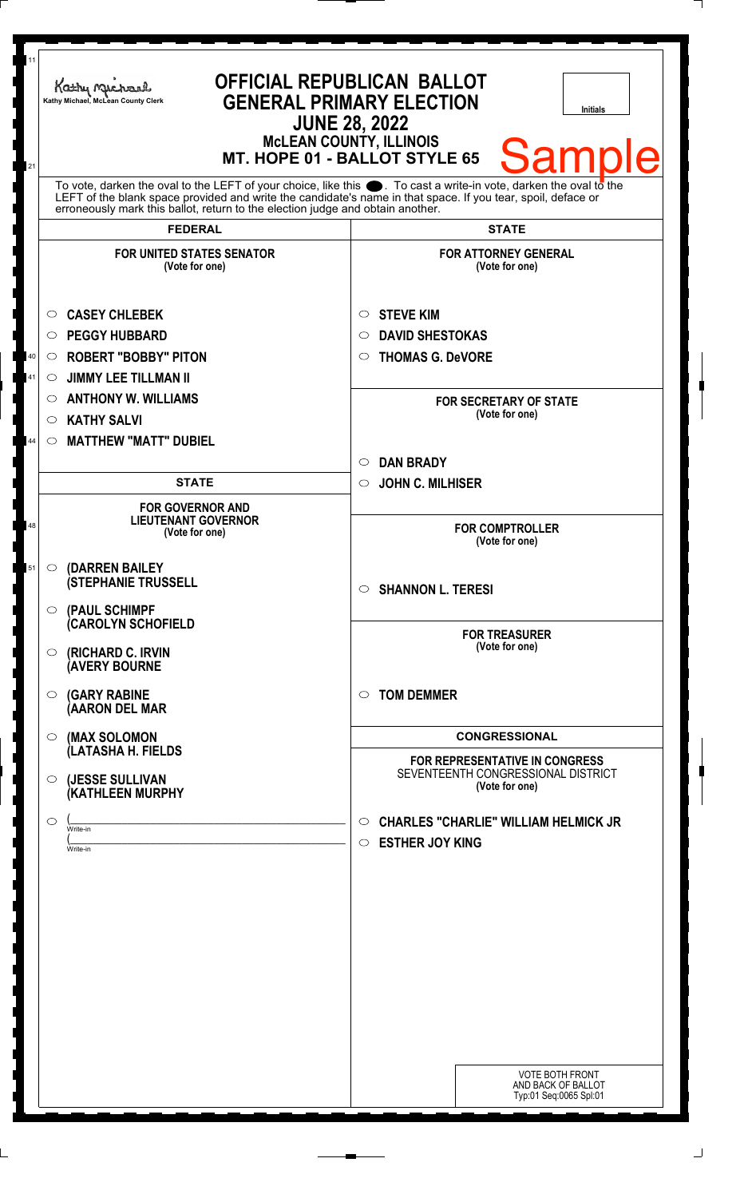Kathy Michael, McLean County Clerk

# OFFICIAL REPUBLICAN BALLOT
# GENERAL PRIMARY ELECTION
## JUNE 28, 2022
## McLEAN COUNTY, ILLINOIS
## MT. HOPE 01 - BALLOT STYLE 65

Initials

Sample

To vote, darken the oval to the LEFT of your choice, like this ⬤. To cast a write-in vote, darken the oval to the LEFT of the blank space provided and write the candidate's name in that space. If you tear, spoil, deface or erroneously mark this ballot, return to the election judge and obtain another.

## FEDERAL

**FOR UNITED STATES SENATOR**
(Vote for one)

- ○ CASEY CHLEBEK
- ○ PEGGY HUBBARD
- ○ ROBERT "BOBBY" PITON
- ○ JIMMY LEE TILLMAN II
- ○ ANTHONY W. WILLIAMS
- ○ KATHY SALVI
- ○ MATTHEW "MATT" DUBIEL

## STATE

**FOR GOVERNOR AND LIEUTENANT GOVERNOR**
(Vote for one)

- ○ (DARREN BAILEY (STEPHANIE TRUSSELL
- ○ (PAUL SCHIMPF (CAROLYN SCHOFIELD
- ○ (RICHARD C. IRVIN (AVERY BOURNE
- ○ (GARY RABINE (AARON DEL MAR
- ○ (MAX SOLOMON (LATASHA H. FIELDS
- ○ (JESSE SULLIVAN (KATHLEEN MURPHY
- ○ (_______________ Write-in (_______________ Write-in

## STATE

**FOR ATTORNEY GENERAL**
(Vote for one)

- ○ STEVE KIM
- ○ DAVID SHESTOKAS
- ○ THOMAS G. DeVORE

**FOR SECRETARY OF STATE**
(Vote for one)

- ○ DAN BRADY
- ○ JOHN C. MILHISER

**FOR COMPTROLLER**
(Vote for one)

- ○ SHANNON L. TERESI

**FOR TREASURER**
(Vote for one)

- ○ TOM DEMMER

## CONGRESSIONAL

**FOR REPRESENTATIVE IN CONGRESS**
SEVENTEENTH CONGRESSIONAL DISTRICT
(Vote for one)

- ○ CHARLES "CHARLIE" WILLIAM HELMICK JR
- ○ ESTHER JOY KING

VOTE BOTH FRONT AND BACK OF BALLOT
Typ:01 Seq:0065 Spl:01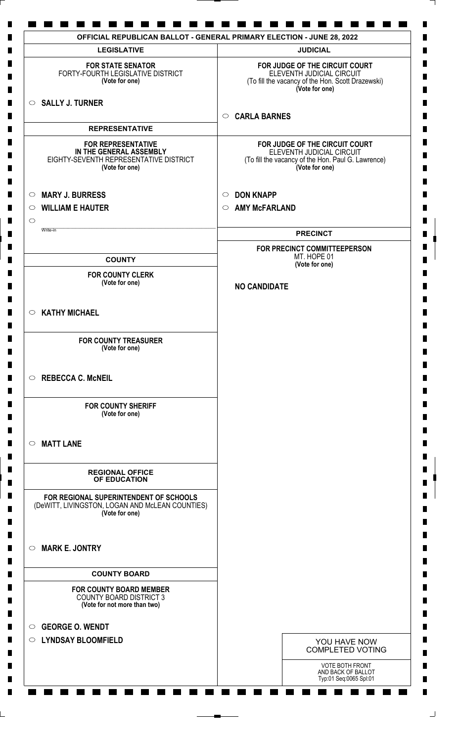# OFFICIAL REPUBLICAN BALLOT - GENERAL PRIMARY ELECTION - JUNE 28, 2022

## LEGISLATIVE

**FOR STATE SENATOR**
FORTY-FOURTH LEGISLATIVE DISTRICT
**(Vote for one)**

○ **SALLY J. TURNER**

## REPRESENTATIVE

**FOR REPRESENTATIVE IN THE GENERAL ASSEMBLY**
EIGHTY-SEVENTH REPRESENTATIVE DISTRICT
**(Vote for one)**

○ **MARY J. BURRESS**
○ **WILLIAM E HAUTER**
○ Write-in

## COUNTY

**FOR COUNTY CLERK**
**(Vote for one)**

○ **KATHY MICHAEL**

**FOR COUNTY TREASURER**
**(Vote for one)**

○ **REBECCA C. McNEIL**

**FOR COUNTY SHERIFF**
**(Vote for one)**

○ **MATT LANE**

## REGIONAL OFFICE OF EDUCATION

**FOR REGIONAL SUPERINTENDENT OF SCHOOLS**
(DeWITT, LIVINGSTON, LOGAN AND McLEAN COUNTIES)
**(Vote for one)**

○ **MARK E. JONTRY**

## COUNTY BOARD

**FOR COUNTY BOARD MEMBER**
COUNTY BOARD DISTRICT 3
**(Vote for not more than two)**

○ **GEORGE O. WENDT**
○ **LYNDSAY BLOOMFIELD**

## JUDICIAL

**FOR JUDGE OF THE CIRCUIT COURT**
ELEVENTH JUDICIAL CIRCUIT
(To fill the vacancy of the Hon. Scott Drazewski)
**(Vote for one)**

○ **CARLA BARNES**

**FOR JUDGE OF THE CIRCUIT COURT**
ELEVENTH JUDICIAL CIRCUIT
(To fill the vacancy of the Hon. Paul G. Lawrence)
**(Vote for one)**

○ **DON KNAPP**
○ **AMY McFARLAND**

## PRECINCT

**FOR PRECINCT COMMITTEEPERSON**
MT. HOPE 01
**(Vote for one)**

**NO CANDIDATE**

YOU HAVE NOW COMPLETED VOTING

VOTE BOTH FRONT AND BACK OF BALLOT
Typ:01 Seq:0065 Spl:01